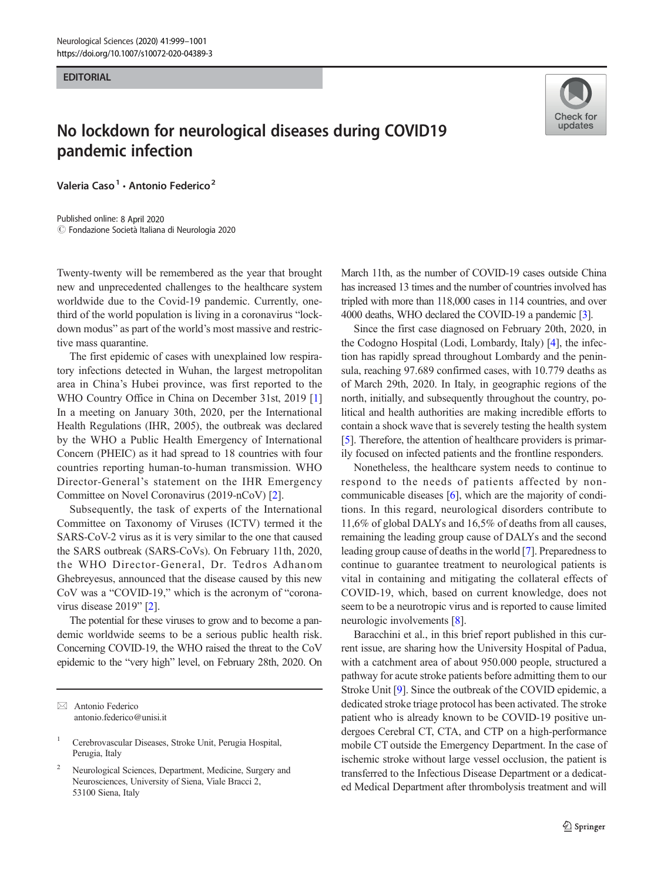EDITORIAL

# No lockdown for neurological diseases during COVID19 pandemic infection

Valeria Caso[1] · Antonio Federico[2]

Published online: 8 April 2020
© Fondazione Società Italiana di Neurologia 2020

Twenty-twenty will be remembered as the year that brought new and unprecedented challenges to the healthcare system worldwide due to the Covid-19 pandemic. Currently, one-third of the world population is living in a coronavirus "lock-down modus" as part of the world's most massive and restrictive mass quarantine.

The first epidemic of cases with unexplained low respiratory infections detected in Wuhan, the largest metropolitan area in China's Hubei province, was first reported to the WHO Country Office in China on December 31st, 2019 [1] In a meeting on January 30th, 2020, per the International Health Regulations (IHR, 2005), the outbreak was declared by the WHO a Public Health Emergency of International Concern (PHEIC) as it had spread to 18 countries with four countries reporting human-to-human transmission. WHO Director-General's statement on the IHR Emergency Committee on Novel Coronavirus (2019-nCoV) [2].

Subsequently, the task of experts of the International Committee on Taxonomy of Viruses (ICTV) termed it the SARS-CoV-2 virus as it is very similar to the one that caused the SARS outbreak (SARS-CoVs). On February 11th, 2020, the WHO Director-General, Dr. Tedros Adhanom Ghebreyesus, announced that the disease caused by this new CoV was a "COVID-19," which is the acronym of "coronavirus disease 2019" [2].

The potential for these viruses to grow and to become a pandemic worldwide seems to be a serious public health risk. Concerning COVID-19, the WHO raised the threat to the CoV epidemic to the "very high" level, on February 28th, 2020. On March 11th, as the number of COVID-19 cases outside China has increased 13 times and the number of countries involved has tripled with more than 118,000 cases in 114 countries, and over 4000 deaths, WHO declared the COVID-19 a pandemic [3].

Since the first case diagnosed on February 20th, 2020, in the Codogno Hospital (Lodi, Lombardy, Italy) [4], the infection has rapidly spread throughout Lombardy and the peninsula, reaching 97.689 confirmed cases, with 10.779 deaths as of March 29th, 2020. In Italy, in geographic regions of the north, initially, and subsequently throughout the country, political and health authorities are making incredible efforts to contain a shock wave that is severely testing the health system [5]. Therefore, the attention of healthcare providers is primarily focused on infected patients and the frontline responders.

Nonetheless, the healthcare system needs to continue to respond to the needs of patients affected by non-communicable diseases [6], which are the majority of conditions. In this regard, neurological disorders contribute to 11,6% of global DALYs and 16,5% of deaths from all causes, remaining the leading group cause of DALYs and the second leading group cause of deaths in the world [7]. Preparedness to continue to guarantee treatment to neurological patients is vital in containing and mitigating the collateral effects of COVID-19, which, based on current knowledge, does not seem to be a neurotropic virus and is reported to cause limited neurologic involvements [8].

Baracchini et al., in this brief report published in this current issue, are sharing how the University Hospital of Padua, with a catchment area of about 950.000 people, structured a pathway for acute stroke patients before admitting them to our Stroke Unit [9]. Since the outbreak of the COVID epidemic, a dedicated stroke triage protocol has been activated. The stroke patient who is already known to be COVID-19 positive undergoes Cerebral CT, CTA, and CTP on a high-performance mobile CT outside the Emergency Department. In the case of ischemic stroke without large vessel occlusion, the patient is transferred to the Infectious Disease Department or a dedicated Medical Department after thrombolysis treatment and will

✉ Antonio Federico
antonio.federico@unisi.it

[1] Cerebrovascular Diseases, Stroke Unit, Perugia Hospital, Perugia, Italy

[2] Neurological Sciences, Department, Medicine, Surgery and Neurosciences, University of Siena, Viale Bracci 2, 53100 Siena, Italy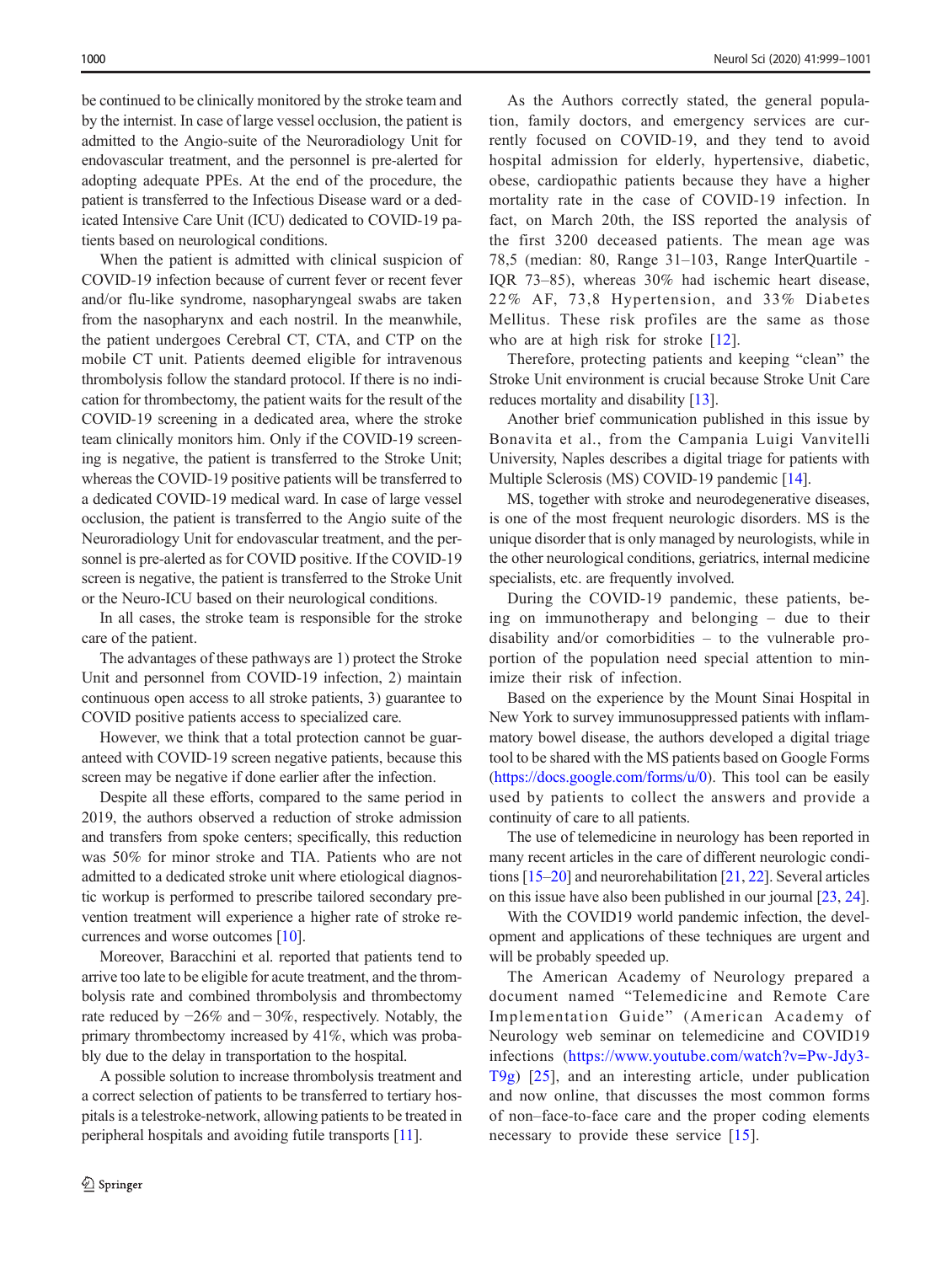be continued to be clinically monitored by the stroke team and by the internist. In case of large vessel occlusion, the patient is admitted to the Angio-suite of the Neuroradiology Unit for endovascular treatment, and the personnel is pre-alerted for adopting adequate PPEs. At the end of the procedure, the patient is transferred to the Infectious Disease ward or a dedicated Intensive Care Unit (ICU) dedicated to COVID-19 patients based on neurological conditions.

When the patient is admitted with clinical suspicion of COVID-19 infection because of current fever or recent fever and/or flu-like syndrome, nasopharyngeal swabs are taken from the nasopharynx and each nostril. In the meanwhile, the patient undergoes Cerebral CT, CTA, and CTP on the mobile CT unit. Patients deemed eligible for intravenous thrombolysis follow the standard protocol. If there is no indication for thrombectomy, the patient waits for the result of the COVID-19 screening in a dedicated area, where the stroke team clinically monitors him. Only if the COVID-19 screening is negative, the patient is transferred to the Stroke Unit; whereas the COVID-19 positive patients will be transferred to a dedicated COVID-19 medical ward. In case of large vessel occlusion, the patient is transferred to the Angio suite of the Neuroradiology Unit for endovascular treatment, and the personnel is pre-alerted as for COVID positive. If the COVID-19 screen is negative, the patient is transferred to the Stroke Unit or the Neuro-ICU based on their neurological conditions.

In all cases, the stroke team is responsible for the stroke care of the patient.

The advantages of these pathways are 1) protect the Stroke Unit and personnel from COVID-19 infection, 2) maintain continuous open access to all stroke patients, 3) guarantee to COVID positive patients access to specialized care.

However, we think that a total protection cannot be guaranteed with COVID-19 screen negative patients, because this screen may be negative if done earlier after the infection.

Despite all these efforts, compared to the same period in 2019, the authors observed a reduction of stroke admission and transfers from spoke centers; specifically, this reduction was 50% for minor stroke and TIA. Patients who are not admitted to a dedicated stroke unit where etiological diagnostic workup is performed to prescribe tailored secondary prevention treatment will experience a higher rate of stroke recurrences and worse outcomes [10].

Moreover, Baracchini et al. reported that patients tend to arrive too late to be eligible for acute treatment, and the thrombolysis rate and combined thrombolysis and thrombectomy rate reduced by −26% and − 30%, respectively. Notably, the primary thrombectomy increased by 41%, which was probably due to the delay in transportation to the hospital.

A possible solution to increase thrombolysis treatment and a correct selection of patients to be transferred to tertiary hospitals is a telestroke-network, allowing patients to be treated in peripheral hospitals and avoiding futile transports [11].

As the Authors correctly stated, the general population, family doctors, and emergency services are currently focused on COVID-19, and they tend to avoid hospital admission for elderly, hypertensive, diabetic, obese, cardiopathic patients because they have a higher mortality rate in the case of COVID-19 infection. In fact, on March 20th, the ISS reported the analysis of the first 3200 deceased patients. The mean age was 78,5 (median: 80, Range 31–103, Range InterQuartile - IQR 73–85), whereas 30% had ischemic heart disease, 22% AF, 73,8 Hypertension, and 33% Diabetes Mellitus. These risk profiles are the same as those who are at high risk for stroke [12].

Therefore, protecting patients and keeping "clean" the Stroke Unit environment is crucial because Stroke Unit Care reduces mortality and disability [13].

Another brief communication published in this issue by Bonavita et al., from the Campania Luigi Vanvitelli University, Naples describes a digital triage for patients with Multiple Sclerosis (MS) COVID-19 pandemic [14].

MS, together with stroke and neurodegenerative diseases, is one of the most frequent neurologic disorders. MS is the unique disorder that is only managed by neurologists, while in the other neurological conditions, geriatrics, internal medicine specialists, etc. are frequently involved.

During the COVID-19 pandemic, these patients, being on immunotherapy and belonging – due to their disability and/or comorbidities – to the vulnerable proportion of the population need special attention to minimize their risk of infection.

Based on the experience by the Mount Sinai Hospital in New York to survey immunosuppressed patients with inflammatory bowel disease, the authors developed a digital triage tool to be shared with the MS patients based on Google Forms (https://docs.google.com/forms/u/0). This tool can be easily used by patients to collect the answers and provide a continuity of care to all patients.

The use of telemedicine in neurology has been reported in many recent articles in the care of different neurologic conditions [15–20] and neurorehabilitation [21, 22]. Several articles on this issue have also been published in our journal [23, 24].

With the COVID19 world pandemic infection, the development and applications of these techniques are urgent and will be probably speeded up.

The American Academy of Neurology prepared a document named "Telemedicine and Remote Care Implementation Guide" (American Academy of Neurology web seminar on telemedicine and COVID19 infections (https://www.youtube.com/watch?v=Pw-Jdy3-T9g) [25], and an interesting article, under publication and now online, that discusses the most common forms of non–face-to-face care and the proper coding elements necessary to provide these service [15].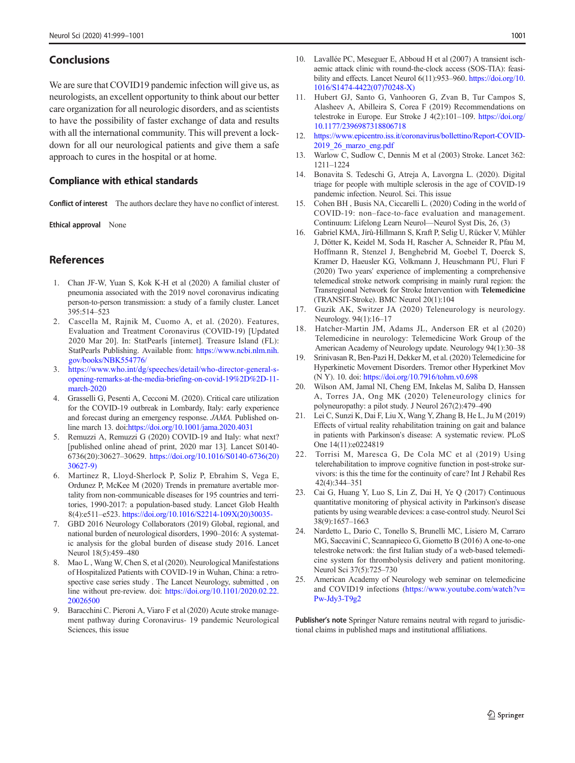## Conclusions

We are sure that COVID19 pandemic infection will give us, as neurologists, an excellent opportunity to think about our better care organization for all neurologic disorders, and as scientists to have the possibility of faster exchange of data and results with all the international community. This will prevent a lockdown for all our neurological patients and give them a safe approach to cures in the hospital or at home.

## Compliance with ethical standards

**Conflict of interest** The authors declare they have no conflict of interest.

**Ethical approval** None

## References

1. Chan JF-W, Yuan S, Kok K-H et al (2020) A familial cluster of pneumonia associated with the 2019 novel coronavirus indicating person-to-person transmission: a study of a family cluster. Lancet 395:514–523
2. Cascella M, Rajnik M, Cuomo A, et al. (2020). Features, Evaluation and Treatment Coronavirus (COVID-19) [Updated 2020 Mar 20]. In: StatPearls [internet]. Treasure Island (FL): StatPearls Publishing. Available from: https://www.ncbi.nlm.nih.gov/books/NBK554776/
3. https://www.who.int/dg/speeches/detail/who-director-general-s-opening-remarks-at-the-media-briefing-on-covid-19%2D%2D-11-march-2020
4. Grasselli G, Pesenti A, Cecconi M. (2020). Critical care utilization for the COVID-19 outbreak in Lombardy, Italy: early experience and forecast during an emergency response. *JAMA.* Published online march 13. doi:https://doi.org/10.1001/jama.2020.4031
5. Remuzzi A, Remuzzi G (2020) COVID-19 and Italy: what next? [published online ahead of print, 2020 mar 13]. Lancet S0140-6736(20):30627–30629. https://doi.org/10.1016/S0140-6736(20)30627-9)
6. Martinez R, Lloyd-Sherlock P, Soliz P, Ebrahim S, Vega E, Ordunez P, McKee M (2020) Trends in premature avertable mortality from non-communicable diseases for 195 countries and territories, 1990-2017: a population-based study. Lancet Glob Health 8(4):e511–e523. https://doi.org/10.1016/S2214-109X(20)30035-
7. GBD 2016 Neurology Collaborators (2019) Global, regional, and national burden of neurological disorders, 1990–2016: A systematic analysis for the global burden of disease study 2016. Lancet Neurol 18(5):459–480
8. Mao L , Wang W, Chen S, et al (2020). Neurological Manifestations of Hospitalized Patients with COVID-19 in Wuhan, China: a retrospective case series study . The Lancet Neurology, submitted , on line without pre-review. doi: https://doi.org/10.1101/2020.02.22.20026500
9. Baracchini C. Pieroni A, Viaro F et al (2020) Acute stroke management pathway during Coronavirus- 19 pandemic Neurological Sciences, this issue
10. Lavallée PC, Meseguer E, Abboud H et al (2007) A transient ischaemic attack clinic with round-the-clock access (SOS-TIA): feasibility and effects. Lancet Neurol 6(11):953–960. https://doi.org/10.1016/S1474-4422(07)70248-X)
11. Hubert GJ, Santo G, Vanhooren G, Zvan B, Tur Campos S, Alasheev A, Abilleira S, Corea F (2019) Recommendations on telestroke in Europe. Eur Stroke J 4(2):101–109. https://doi.org/10.1177/2396987318806718
12. https://www.epicentro.iss.it/coronavirus/bollettino/Report-COVID-2019_26_marzo_eng.pdf
13. Warlow C, Sudlow C, Dennis M et al (2003) Stroke. Lancet 362: 1211–1224
14. Bonavita S. Tedeschi G, Atreja A, Lavorgna L. (2020). Digital triage for people with multiple sclerosis in the age of COVID-19 pandemic infection. Neurol. Sci. This issue
15. Cohen BH , Busis NA, Ciccarelli L. (2020) Coding in the world of COVID-19: non–face-to-face evaluation and management. Continuum: Lifelong Learn Neurol—Neurol Syst Dis, 26, (3)
16. Gabriel KMA, Jírů-Hillmann S, Kraft P, Selig U, Rücker V, Mühler J, Dötter K, Keidel M, Soda H, Rascher A, Schneider R, Pfau M, Hoffmann R, Stenzel J, Benghebrid M, Goebel T, Doerck S, Kramer D, Haeusler KG, Volkmann J, Heuschmann PU, Fluri F (2020) Two years' experience of implementing a comprehensive telemedical stroke network comprising in mainly rural region: the Transregional Network for Stroke Intervention with **Telemedicine** (TRANSIT-Stroke). BMC Neurol 20(1):104
17. Guzik AK, Switzer JA (2020) Teleneurology is neurology. Neurology. 94(1):16–17
18. Hatcher-Martin JM, Adams JL, Anderson ER et al (2020) Telemedicine in neurology: Telemedicine Work Group of the American Academy of Neurology update. Neurology 94(1):30–38
19. Srinivasan R, Ben-Pazi H, Dekker M, et al. (2020) Telemedicine for Hyperkinetic Movement Disorders. Tremor other Hyperkinet Mov (N Y). 10. doi: https://doi.org/10.7916/tohm.v0.698
20. Wilson AM, Jamal NI, Cheng EM, Inkelas M, Saliba D, Hanssen A, Torres JA, Ong MK (2020) Teleneurology clinics for polyneuropathy: a pilot study. J Neurol 267(2):479–490
21. Lei C, Sunzi K, Dai F, Liu X, Wang Y, Zhang B, He L, Ju M (2019) Effects of virtual reality rehabilitation training on gait and balance in patients with Parkinson's disease: A systematic review. PLoS One 14(11):e0224819
22. Torrisi M, Maresca G, De Cola MC et al (2019) Using telerehabilitation to improve cognitive function in post-stroke survivors: is this the time for the continuity of care? Int J Rehabil Res 42(4):344–351
23. Cai G, Huang Y, Luo S, Lin Z, Dai H, Ye Q (2017) Continuous quantitative monitoring of physical activity in Parkinson's disease patients by using wearable devices: a case-control study. Neurol Sci 38(9):1657–1663
24. Nardetto L, Dario C, Tonello S, Brunelli MC, Lisiero M, Carraro MG, Saccavini C, Scannapieco G, Giometto B (2016) A one-to-one telestroke network: the first Italian study of a web-based telemedicine system for thrombolysis delivery and patient monitoring. Neurol Sci 37(5):725–730
25. American Academy of Neurology web seminar on telemedicine and COVID19 infections (https://www.youtube.com/watch?v=Pw-Jdy3-T9g2

**Publisher's note** Springer Nature remains neutral with regard to jurisdictional claims in published maps and institutional affiliations.